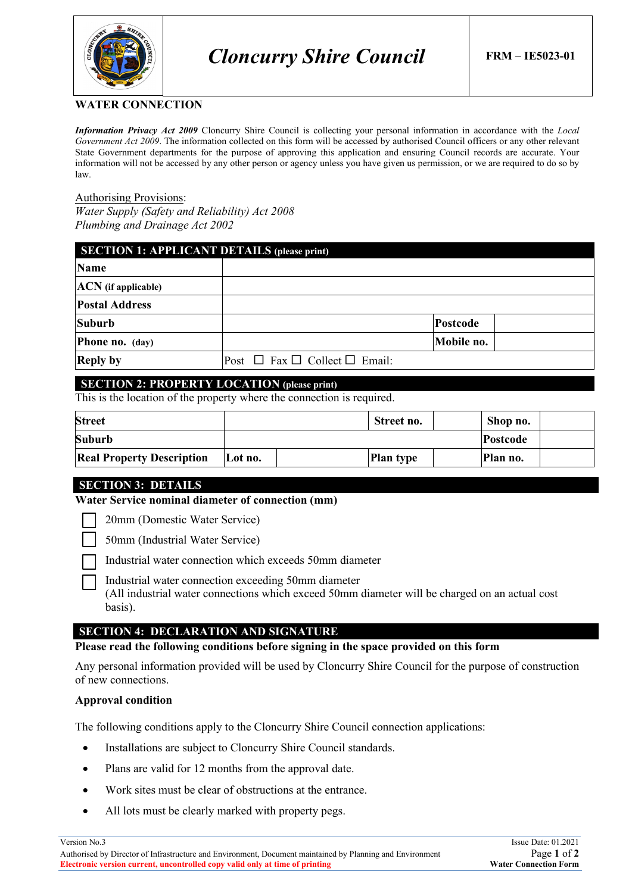| | Cloncurry Shire Council | FRM – IE5023-01 |
|---|---|---|

# WATER CONNECTION

***Information Privacy Act 2009*** Cloncurry Shire Council is collecting your personal information in accordance with the *Local Government Act 2009*. The information collected on this form will be accessed by authorised Council officers or any other relevant State Government departments for the purpose of approving this application and ensuring Council records are accurate. Your information will not be accessed by any other person or agency unless you have given us permission, or we are required to do so by law.

Authorising Provisions:
*Water Supply (Safety and Reliability) Act 2008*
*Plumbing and Drainage Act 2002*

## SECTION 1: APPLICANT DETAILS (please print)

| | | | |
|---|---|---|---|
| **Name** | | | |
| **ACN (if applicable)** | | | |
| **Postal Address** | | | |
| **Suburb** | | **Postcode** | |
| **Phone no. (day)** | | **Mobile no.** | |
| **Reply by** | Post ☐ Fax ☐ Collect ☐ Email: | | |

## SECTION 2: PROPERTY LOCATION (please print)

This is the location of the property where the connection is required.

| | | | | | |
|---|---|---|---|---|---|
| **Street** | | **Street no.** | | **Shop no.** | |
| **Suburb** | | | | **Postcode** | |
| **Real Property Description** | **Lot no.** | | **Plan type** | **Plan no.** | |

## SECTION 3: DETAILS

**Water Service nominal diameter of connection (mm)**

- ☐ 20mm (Domestic Water Service)
- ☐ 50mm (Industrial Water Service)
- ☐ Industrial water connection which exceeds 50mm diameter
- ☐ Industrial water connection exceeding 50mm diameter
  (All industrial water connections which exceed 50mm diameter will be charged on an actual cost basis).

## SECTION 4: DECLARATION AND SIGNATURE

**Please read the following conditions before signing in the space provided on this form**

Any personal information provided will be used by Cloncurry Shire Council for the purpose of construction of new connections.

**Approval condition**

The following conditions apply to the Cloncurry Shire Council connection applications:

- Installations are subject to Cloncurry Shire Council standards.
- Plans are valid for 12 months from the approval date.
- Work sites must be clear of obstructions at the entrance.
- All lots must be clearly marked with property pegs.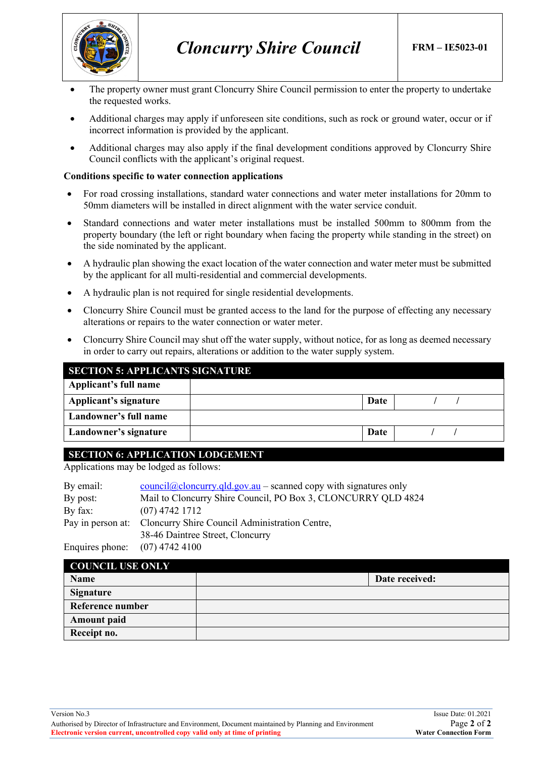- The property owner must grant Cloncurry Shire Council permission to enter the property to undertake the requested works.
- Additional charges may apply if unforeseen site conditions, such as rock or ground water, occur or if incorrect information is provided by the applicant.
- Additional charges may also apply if the final development conditions approved by Cloncurry Shire Council conflicts with the applicant's original request.

**Conditions specific to water connection applications**

- For road crossing installations, standard water connections and water meter installations for 20mm to 50mm diameters will be installed in direct alignment with the water service conduit.
- Standard connections and water meter installations must be installed 500mm to 800mm from the property boundary (the left or right boundary when facing the property while standing in the street) on the side nominated by the applicant.
- A hydraulic plan showing the exact location of the water connection and water meter must be submitted by the applicant for all multi-residential and commercial developments.
- A hydraulic plan is not required for single residential developments.
- Cloncurry Shire Council must be granted access to the land for the purpose of effecting any necessary alterations or repairs to the water connection or water meter.
- Cloncurry Shire Council may shut off the water supply, without notice, for as long as deemed necessary in order to carry out repairs, alterations or addition to the water supply system.

## SECTION 5: APPLICANTS SIGNATURE

| | | | |
|---|---|---|---|
| **Applicant's full name** | | | |
| **Applicant's signature** | | **Date** | / / |
| **Landowner's full name** | | | |
| **Landowner's signature** | | **Date** | / / |

## SECTION 6: APPLICATION LODGEMENT

Applications may be lodged as follows:

| | |
|---|---|
| By email: | council@cloncurry.qld.gov.au – scanned copy with signatures only |
| By post: | Mail to Cloncurry Shire Council, PO Box 3, CLONCURRY QLD 4824 |
| By fax: | (07) 4742 1712 |
| Pay in person at: | Cloncurry Shire Council Administration Centre, 38-46 Daintree Street, Cloncurry |
| Enquires phone: | (07) 4742 4100 |

## COUNCIL USE ONLY

| | | |
|---|---|---|
| **Name** | | **Date received:** |
| **Signature** | | |
| **Reference number** | | |
| **Amount paid** | | |
| **Receipt no.** | | |